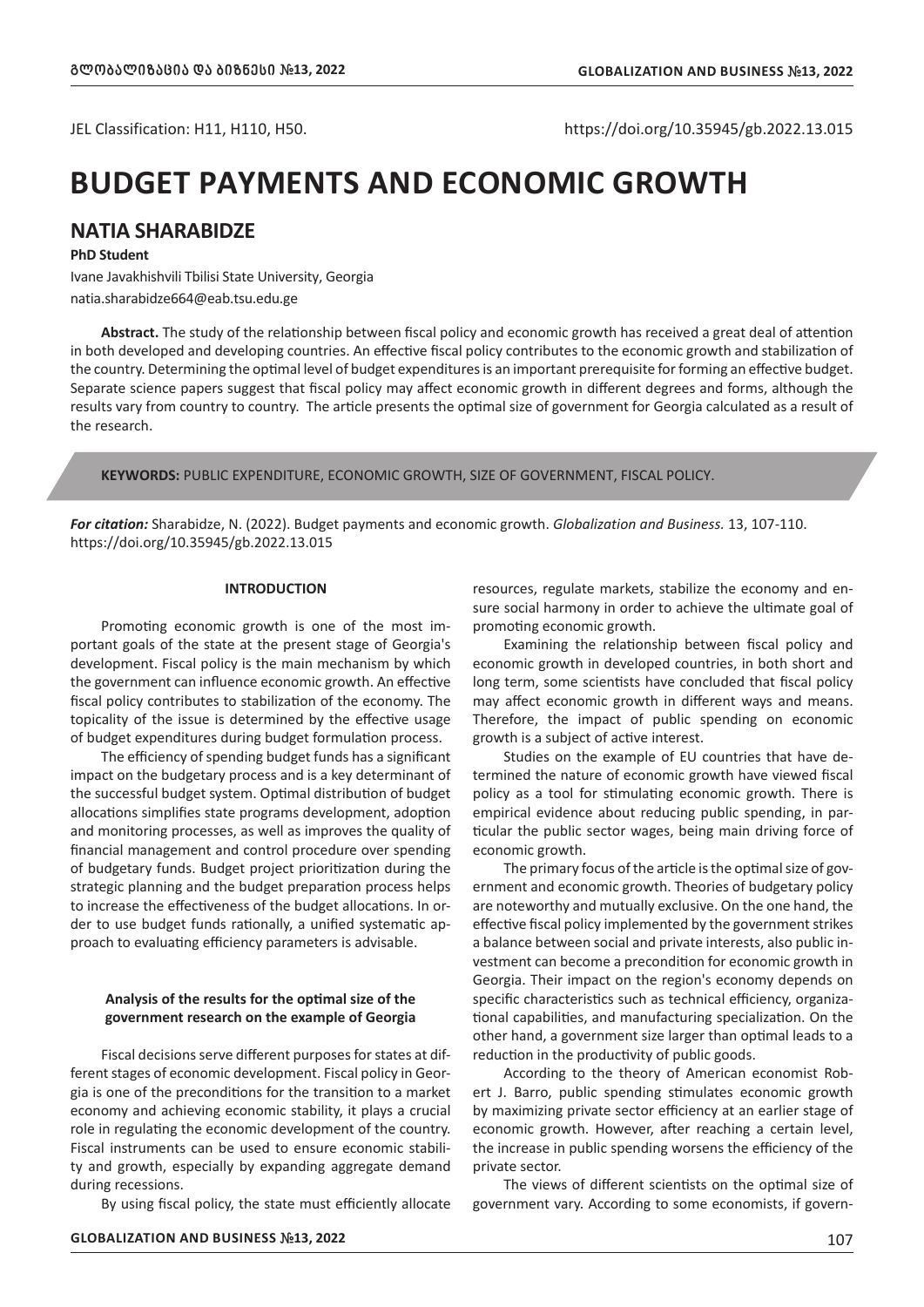JEL Classification: H11, H110, H50.

https://doi.org/10.35945/gb.2022.13.015

# BUDGET PAYMENTS AND ECONOMIC GROWTH

## NATIA SHARABIDZE

**PhD Student**

Ivane Javakhishvili Tbilisi State University, Georgia

natia.sharabidze664@eab.tsu.edu.ge

**Abstract.** The study of the relationship between fiscal policy and economic growth has received a great deal of attention in both developed and developing countries. An effective fiscal policy contributes to the economic growth and stabilization of the country. Determining the optimal level of budget expenditures is an important prerequisite for forming an effective budget. Separate science papers suggest that fiscal policy may affect economic growth in different degrees and forms, although the results vary from country to country. The article presents the optimal size of government for Georgia calculated as a result of the research.

**KEYWORDS:** PUBLIC EXPENDITURE, ECONOMIC GROWTH, SIZE OF GOVERNMENT, FISCAL POLICY.

***For citation:*** Sharabidze, N. (2022). Budget payments and economic growth. *Globalization and Business.* 13, 107-110. https://doi.org/10.35945/gb.2022.13.015

### INTRODUCTION

Promoting economic growth is one of the most important goals of the state at the present stage of Georgia's development. Fiscal policy is the main mechanism by which the government can influence economic growth. An effective fiscal policy contributes to stabilization of the economy. The topicality of the issue is determined by the effective usage of budget expenditures during budget formulation process.

The efficiency of spending budget funds has a significant impact on the budgetary process and is a key determinant of the successful budget system. Optimal distribution of budget allocations simplifies state programs development, adoption and monitoring processes, as well as improves the quality of financial management and control procedure over spending of budgetary funds. Budget project prioritization during the strategic planning and the budget preparation process helps to increase the effectiveness of the budget allocations. In order to use budget funds rationally, a unified systematic approach to evaluating efficiency parameters is advisable.

### Analysis of the results for the optimal size of the government research on the example of Georgia

Fiscal decisions serve different purposes for states at different stages of economic development. Fiscal policy in Georgia is one of the preconditions for the transition to a market economy and achieving economic stability, it plays a crucial role in regulating the economic development of the country. Fiscal instruments can be used to ensure economic stability and growth, especially by expanding aggregate demand during recessions.

By using fiscal policy, the state must efficiently allocate resources, regulate markets, stabilize the economy and ensure social harmony in order to achieve the ultimate goal of promoting economic growth.

Examining the relationship between fiscal policy and economic growth in developed countries, in both short and long term, some scientists have concluded that fiscal policy may affect economic growth in different ways and means. Therefore, the impact of public spending on economic growth is a subject of active interest.

Studies on the example of EU countries that have determined the nature of economic growth have viewed fiscal policy as a tool for stimulating economic growth. There is empirical evidence about reducing public spending, in particular the public sector wages, being main driving force of economic growth.

The primary focus of the article is the optimal size of government and economic growth. Theories of budgetary policy are noteworthy and mutually exclusive. On the one hand, the effective fiscal policy implemented by the government strikes a balance between social and private interests, also public investment can become a precondition for economic growth in Georgia. Their impact on the region's economy depends on specific characteristics such as technical efficiency, organizational capabilities, and manufacturing specialization. On the other hand, a government size larger than optimal leads to a reduction in the productivity of public goods.

According to the theory of American economist Robert J. Barro, public spending stimulates economic growth by maximizing private sector efficiency at an earlier stage of economic growth. However, after reaching a certain level, the increase in public spending worsens the efficiency of the private sector.

The views of different scientists on the optimal size of government vary. According to some economists, if govern-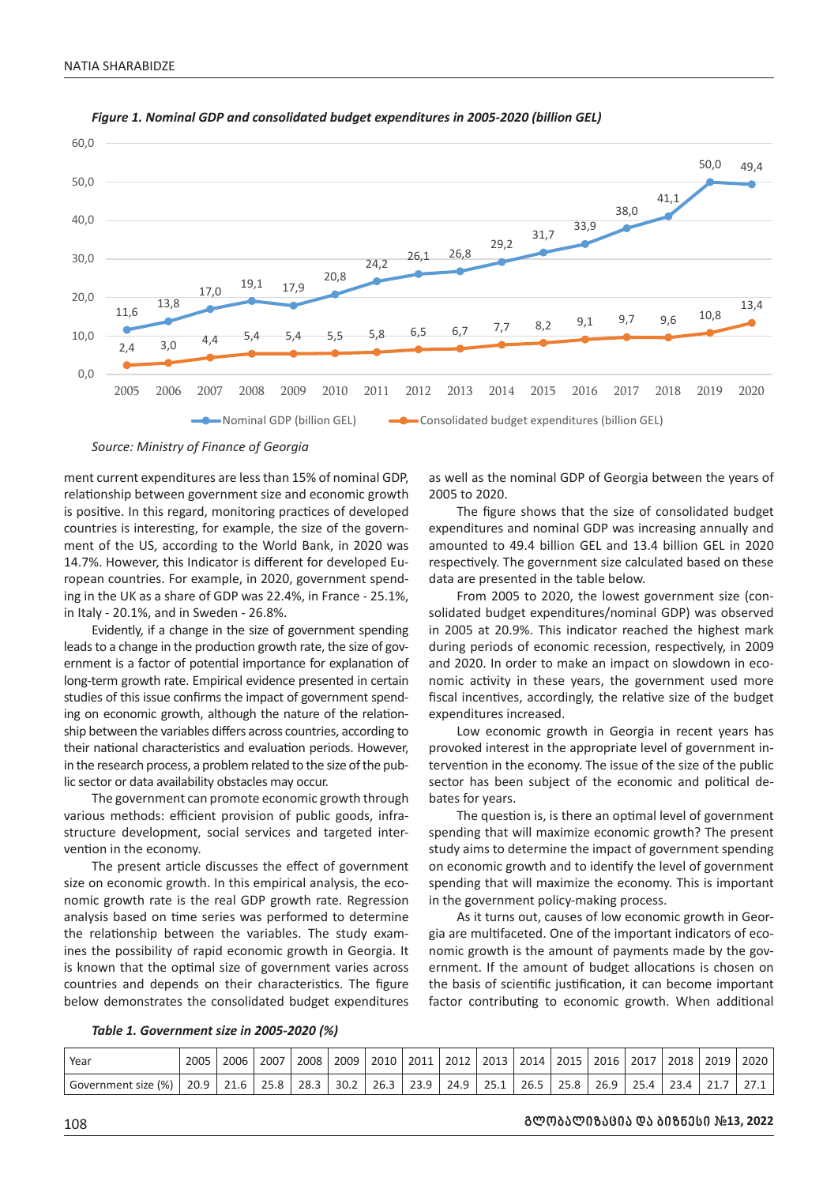*Figure 1. Nominal GDP and consolidated budget expenditures in 2005-2020 (billion GEL)*

| Year | 2005 | 2006 | 2007 | 2008 | 2009 | 2010 | 2011 | 2012 | 2013 | 2014 | 2015 | 2016 | 2017 | 2018 | 2019 | 2020 |
|---|---|---|---|---|---|---|---|---|---|---|---|---|---|---|---|---|
| Nominal GDP (billion GEL) | 11,6 | 13,8 | 17,0 | 19,1 | 17,9 | 20,8 | 24,2 | 26,1 | 26,8 | 29,2 | 31,7 | 33,9 | 38,0 | 41,1 | 50,0 | 49,4 |
| Consolidated budget expenditures (billion GEL) | 2,4 | 3,0 | 4,4 | 5,4 | 5,4 | 5,5 | 5,8 | 6,5 | 6,7 | 7,7 | 8,2 | 9,1 | 9,7 | 9,6 | 10,8 | 13,4 |

*Source: Ministry of Finance of Georgia*

ment current expenditures are less than 15% of nominal GDP, relationship between government size and economic growth is positive. In this regard, monitoring practices of developed countries is interesting, for example, the size of the government of the US, according to the World Bank, in 2020 was 14.7%. However, this Indicator is different for developed European countries. For example, in 2020, government spending in the UK as a share of GDP was 22.4%, in France - 25.1%, in Italy - 20.1%, and in Sweden - 26.8%.

Evidently, if a change in the size of government spending leads to a change in the production growth rate, the size of government is a factor of potential importance for explanation of long-term growth rate. Empirical evidence presented in certain studies of this issue confirms the impact of government spending on economic growth, although the nature of the relationship between the variables differs across countries, according to their national characteristics and evaluation periods. However, in the research process, a problem related to the size of the public sector or data availability obstacles may occur.

The government can promote economic growth through various methods: efficient provision of public goods, infrastructure development, social services and targeted intervention in the economy.

The present article discusses the effect of government size on economic growth. In this empirical analysis, the economic growth rate is the real GDP growth rate. Regression analysis based on time series was performed to determine the relationship between the variables. The study examines the possibility of rapid economic growth in Georgia. It is known that the optimal size of government varies across countries and depends on their characteristics. The figure below demonstrates the consolidated budget expenditures as well as the nominal GDP of Georgia between the years of 2005 to 2020.

The figure shows that the size of consolidated budget expenditures and nominal GDP was increasing annually and amounted to 49.4 billion GEL and 13.4 billion GEL in 2020 respectively. The government size calculated based on these data are presented in the table below.

From 2005 to 2020, the lowest government size (consolidated budget expenditures/nominal GDP) was observed in 2005 at 20.9%. This indicator reached the highest mark during periods of economic recession, respectively, in 2009 and 2020. In order to make an impact on slowdown in economic activity in these years, the government used more fiscal incentives, accordingly, the relative size of the budget expenditures increased.

Low economic growth in Georgia in recent years has provoked interest in the appropriate level of government intervention in the economy. The issue of the size of the public sector has been subject of the economic and political debates for years.

The question is, is there an optimal level of government spending that will maximize economic growth? The present study aims to determine the impact of government spending on economic growth and to identify the level of government spending that will maximize the economy. This is important in the government policy-making process.

As it turns out, causes of low economic growth in Georgia are multifaceted. One of the important indicators of economic growth is the amount of payments made by the government. If the amount of budget allocations is chosen on the basis of scientific justification, it can become important factor contributing to economic growth. When additional

*Table 1. Government size in 2005-2020 (%)*

| Year | 2005 | 2006 | 2007 | 2008 | 2009 | 2010 | 2011 | 2012 | 2013 | 2014 | 2015 | 2016 | 2017 | 2018 | 2019 | 2020 |
|---|---|---|---|---|---|---|---|---|---|---|---|---|---|---|---|---|
| Government size (%) | 20.9 | 21.6 | 25.8 | 28.3 | 30.2 | 26.3 | 23.9 | 24.9 | 25.1 | 26.5 | 25.8 | 26.9 | 25.4 | 23.4 | 21.7 | 27.1 |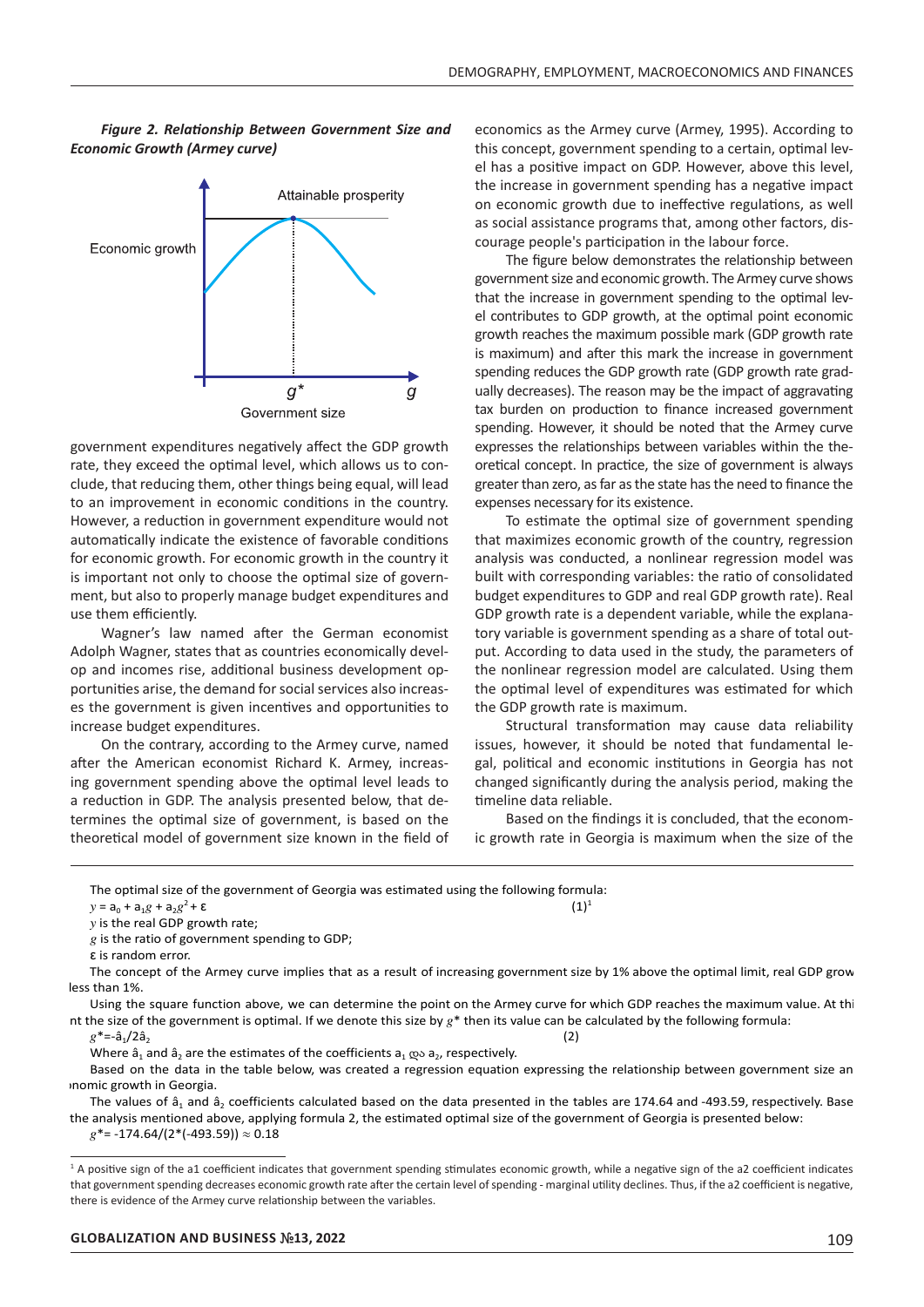*Figure 2. Relationship Between Government Size and Economic Growth (Armey curve)*

government expenditures negatively affect the GDP growth rate, they exceed the optimal level, which allows us to conclude, that reducing them, other things being equal, will lead to an improvement in economic conditions in the country. However, a reduction in government expenditure would not automatically indicate the existence of favorable conditions for economic growth. For economic growth in the country it is important not only to choose the optimal size of government, but also to properly manage budget expenditures and use them efficiently.

Wagner's law named after the German economist Adolph Wagner, states that as countries economically develop and incomes rise, additional business development opportunities arise, the demand for social services also increases the government is given incentives and opportunities to increase budget expenditures.

On the contrary, according to the Armey curve, named after the American economist Richard K. Armey, increasing government spending above the optimal level leads to a reduction in GDP. The analysis presented below, that determines the optimal size of government, is based on the theoretical model of government size known in the field of economics as the Armey curve (Armey, 1995). According to this concept, government spending to a certain, optimal level has a positive impact on GDP. However, above this level, the increase in government spending has a negative impact on economic growth due to ineffective regulations, as well as social assistance programs that, among other factors, discourage people's participation in the labour force.

The figure below demonstrates the relationship between government size and economic growth. The Armey curve shows that the increase in government spending to the optimal level contributes to GDP growth, at the optimal point economic growth reaches the maximum possible mark (GDP growth rate is maximum) and after this mark the increase in government spending reduces the GDP growth rate (GDP growth rate gradually decreases). The reason may be the impact of aggravating tax burden on production to finance increased government spending. However, it should be noted that the Armey curve expresses the relationships between variables within the theoretical concept. In practice, the size of government is always greater than zero, as far as the state has the need to finance the expenses necessary for its existence.

To estimate the optimal size of government spending that maximizes economic growth of the country, regression analysis was conducted, a nonlinear regression model was built with corresponding variables: the ratio of consolidated budget expenditures to GDP and real GDP growth rate). Real GDP growth rate is a dependent variable, while the explanatory variable is government spending as a share of total output. According to data used in the study, the parameters of the nonlinear regression model are calculated. Using them the optimal level of expenditures was estimated for which the GDP growth rate is maximum.

Structural transformation may cause data reliability issues, however, it should be noted that fundamental legal, political and economic institutions in Georgia has not changed significantly during the analysis period, making the timeline data reliable.

Based on the findings it is concluded, that the economic growth rate in Georgia is maximum when the size of the

---

The optimal size of the government of Georgia was estimated using the following formula:

$$y = a_0 + a_1 g + a_2 g^2 + \varepsilon \qquad (1)[1]$$

$y$ is the real GDP growth rate;

$g$ is the ratio of government spending to GDP;

ε is random error.

The concept of the Armey curve implies that as a result of increasing government size by 1% above the optimal limit, real GDP grow less than 1%.

Using the square function above, we can determine the point on the Armey curve for which GDP reaches the maximum value. At thi nt the size of the government is optimal. If we denote this size by $g^*$ then its value can be calculated by the following formula:

$$g^* = -\hat{a}_1 / 2\hat{a}_2 \qquad (2)$$

Where $\hat{a}_1$ and $\hat{a}_2$ are the estimates of the coefficients $a_1$ და $a_2$, respectively.

Based on the data in the table below, was created a regression equation expressing the relationship between government size an ›nomic growth in Georgia.

The values of $\hat{a}_1$ and $\hat{a}_2$ coefficients calculated based on the data presented in the tables are 174.64 and -493.59, respectively. Base the analysis mentioned above, applying formula 2, the estimated optimal size of the government of Georgia is presented below:

$g^* = -174.64/(2*(-493.59)) \approx 0.18$

---

[1] A positive sign of the a1 coefficient indicates that government spending stimulates economic growth, while a negative sign of the a2 coefficient indicates that government spending decreases economic growth rate after the certain level of spending - marginal utility declines. Thus, if the a2 coefficient is negative, there is evidence of the Armey curve relationship between the variables.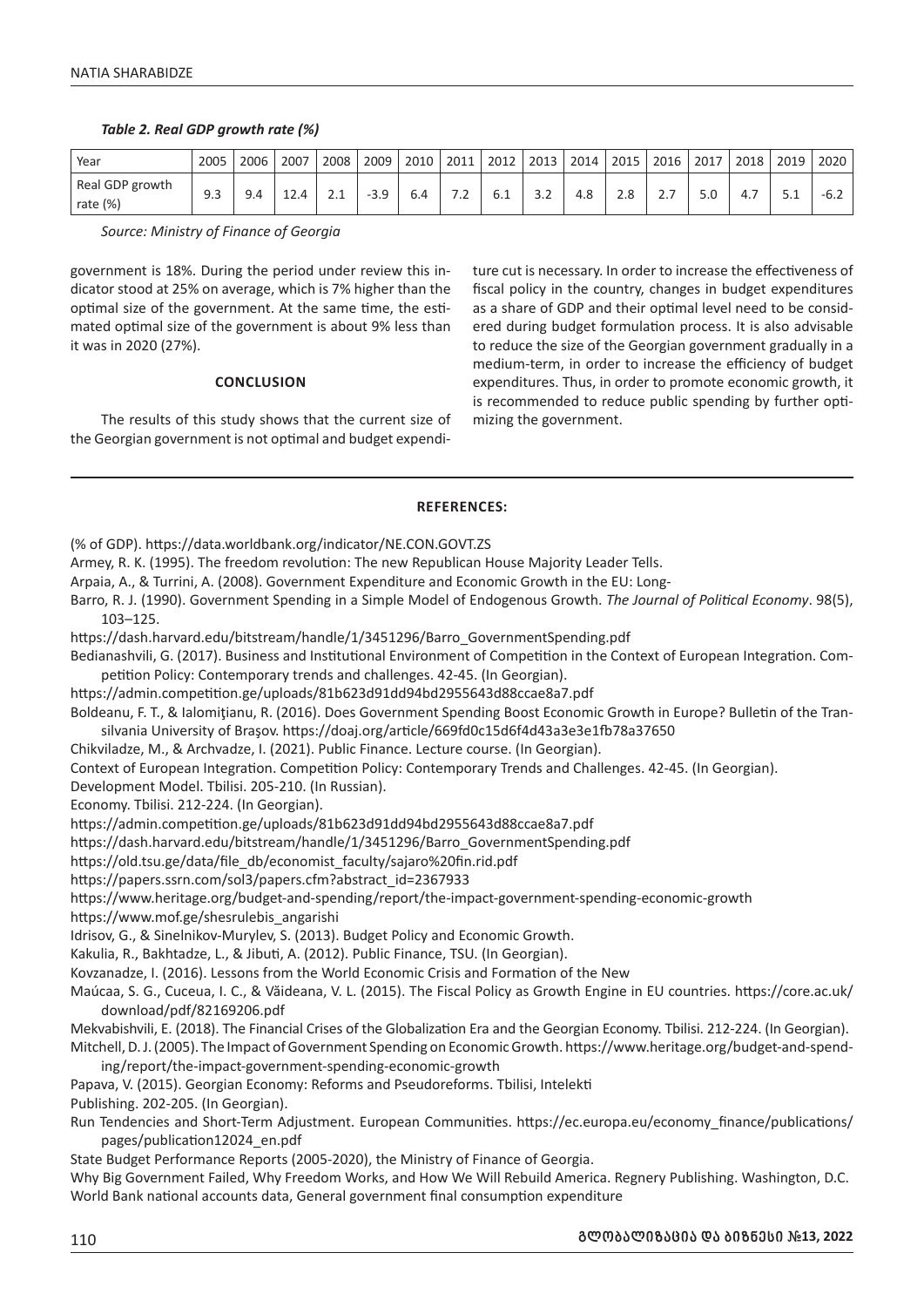*Table 2. Real GDP growth rate (%)*

| Year | 2005 | 2006 | 2007 | 2008 | 2009 | 2010 | 2011 | 2012 | 2013 | 2014 | 2015 | 2016 | 2017 | 2018 | 2019 | 2020 |
|---|---|---|---|---|---|---|---|---|---|---|---|---|---|---|---|---|
| Real GDP growth rate (%) | 9.3 | 9.4 | 12.4 | 2.1 | -3.9 | 6.4 | 7.2 | 6.1 | 3.2 | 4.8 | 2.8 | 2.7 | 5.0 | 4.7 | 5.1 | -6.2 |

*Source: Ministry of Finance of Georgia*

government is 18%. During the period under review this indicator stood at 25% on average, which is 7% higher than the optimal size of the government. At the same time, the estimated optimal size of the government is about 9% less than it was in 2020 (27%).

## CONCLUSION

The results of this study shows that the current size of the Georgian government is not optimal and budget expenditure cut is necessary. In order to increase the effectiveness of fiscal policy in the country, changes in budget expenditures as a share of GDP and their optimal level need to be considered during budget formulation process. It is also advisable to reduce the size of the Georgian government gradually in a medium-term, in order to increase the efficiency of budget expenditures. Thus, in order to promote economic growth, it is recommended to reduce public spending by further optimizing the government.

## REFERENCES:

(% of GDP). https://data.worldbank.org/indicator/NE.CON.GOVT.ZS

Armey, R. K. (1995). The freedom revolution: The new Republican House Majority Leader Tells.

Arpaia, A., & Turrini, A. (2008). Government Expenditure and Economic Growth in the EU: Long-

Barro, R. J. (1990). Government Spending in a Simple Model of Endogenous Growth. *The Journal of Political Economy*. 98(5), 103–125.

https://dash.harvard.edu/bitstream/handle/1/3451296/Barro_GovernmentSpending.pdf

Bedianashvili, G. (2017). Business and Institutional Environment of Competition in the Context of European Integration. Competition Policy: Contemporary trends and challenges. 42-45. (In Georgian).

https://admin.competition.ge/uploads/81b623d91dd94bd2955643d88ccae8a7.pdf

Boldeanu, F. T., & Ialomiţianu, R. (2016). Does Government Spending Boost Economic Growth in Europe? Bulletin of the Transilvania University of Braşov. https://doaj.org/article/669fd0c15d6f4d43a3e3e1fb78a37650

Chikviladze, M., & Archvadze, I. (2021). Public Finance. Lecture course. (In Georgian).

Context of European Integration. Competition Policy: Contemporary Trends and Challenges. 42-45. (In Georgian).

Development Model. Tbilisi. 205-210. (In Russian).

Economy. Tbilisi. 212-224. (In Georgian).

https://admin.competition.ge/uploads/81b623d91dd94bd2955643d88ccae8a7.pdf

https://dash.harvard.edu/bitstream/handle/1/3451296/Barro_GovernmentSpending.pdf

https://old.tsu.ge/data/file_db/economist_faculty/sajaro%20fin.rid.pdf

https://papers.ssrn.com/sol3/papers.cfm?abstract_id=2367933

https://www.heritage.org/budget-and-spending/report/the-impact-government-spending-economic-growth

https://www.mof.ge/shesrulebis_angarishi

Idrisov, G., & Sinelnikov-Murylev, S. (2013). Budget Policy and Economic Growth.

Kakulia, R., Bakhtadze, L., & Jibuti, A. (2012). Public Finance, TSU. (In Georgian).

Kovzanadze, I. (2016). Lessons from the World Economic Crisis and Formation of the New

Maúcaa, S. G., Cuceua, I. C., & Văideana, V. L. (2015). The Fiscal Policy as Growth Engine in EU countries. https://core.ac.uk/download/pdf/82169206.pdf

Mekvabishvili, E. (2018). The Financial Crises of the Globalization Era and the Georgian Economy. Tbilisi. 212-224. (In Georgian).

Mitchell, D. J. (2005). The Impact of Government Spending on Economic Growth. https://www.heritage.org/budget-and-spending/report/the-impact-government-spending-economic-growth

Papava, V. (2015). Georgian Economy: Reforms and Pseudoreforms. Tbilisi, Intelekti

Publishing. 202-205. (In Georgian).

Run Tendencies and Short-Term Adjustment. European Communities. https://ec.europa.eu/economy_finance/publications/pages/publication12024_en.pdf

State Budget Performance Reports (2005-2020), the Ministry of Finance of Georgia.

Why Big Government Failed, Why Freedom Works, and How We Will Rebuild America. Regnery Publishing. Washington, D.C.

World Bank national accounts data, General government final consumption expenditure